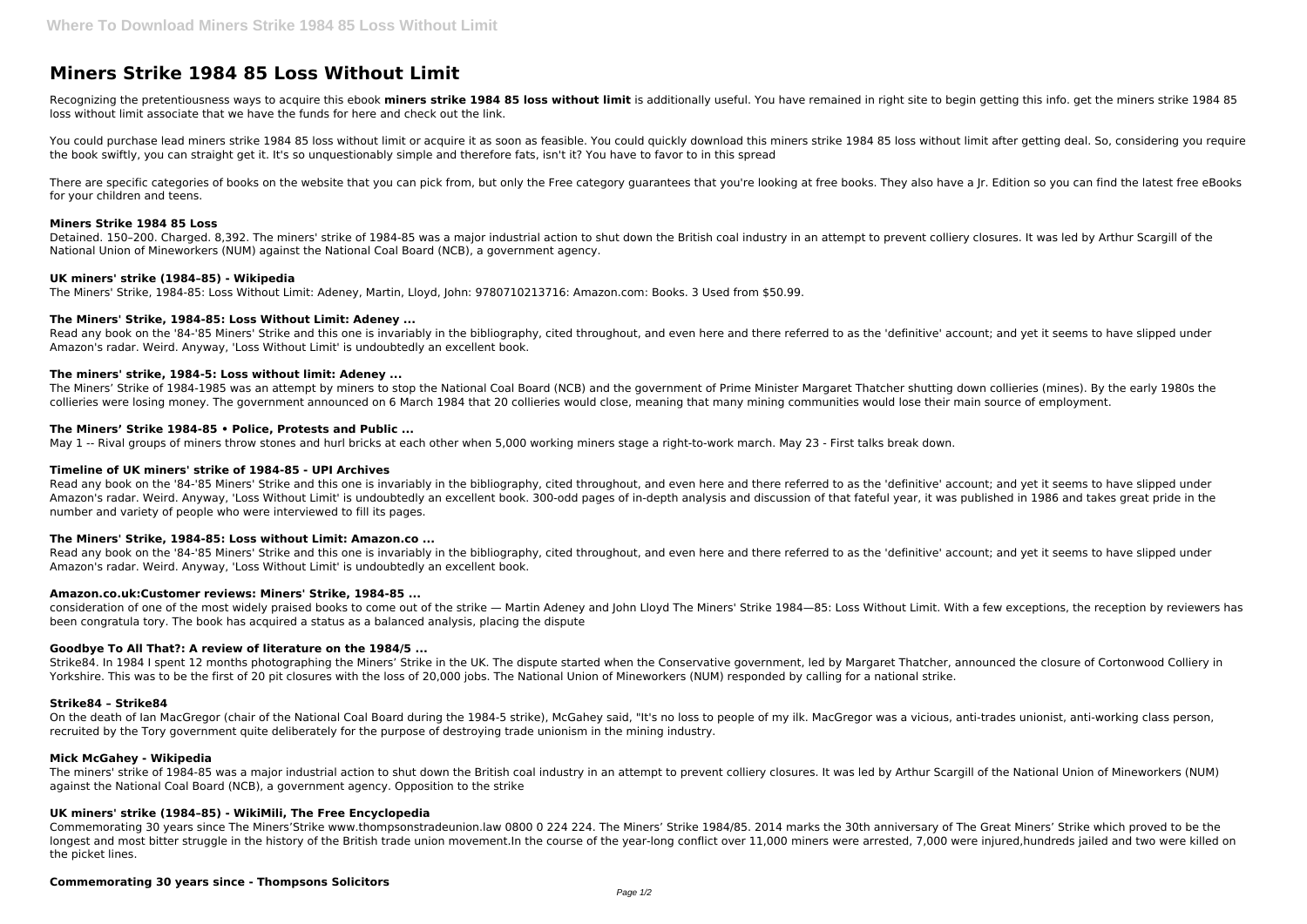# Miners Strike 1984 85 Loss Without Limit

Recognizing the pretentiousness ways to acquire this ebook **miners strike 1984 85 loss without limit** is additionally useful. You have remained in right site to begin getting this info. get the miners strike 1984 85 loss without limit associate that we have the funds for here and check out the link.

You could purchase lead miners strike 1984 85 loss without limit or acquire it as soon as feasible. You could quickly download this miners strike 1984 85 loss without limit after getting deal. So, considering you require the book swiftly, you can straight get it. It's so unquestionably simple and therefore fats, isn't it? You have to favor to in this spread

There are specific categories of books on the website that you can pick from, but only the Free category guarantees that you're looking at free books. They also have a Jr. Edition so you can find the latest free eBooks for your children and teens.

### Miners Strike 1984 85 Loss

Detained. 150–200. Charged. 8,392. The miners' strike of 1984-85 was a major industrial action to shut down the British coal industry in an attempt to prevent colliery closures. It was led by Arthur Scargill of the National Union of Mineworkers (NUM) against the National Coal Board (NCB), a government agency.

### UK miners' strike (1984–85) - Wikipedia

The Miners' Strike, 1984-85: Loss Without Limit: Adeney, Martin, Lloyd, John: 9780710213716: Amazon.com: Books. 3 Used from $50.99.

### The Miners' Strike, 1984-85: Loss Without Limit: Adeney ...

Read any book on the '84-'85 Miners' Strike and this one is invariably in the bibliography, cited throughout, and even here and there referred to as the 'definitive' account; and yet it seems to have slipped under Amazon's radar. Weird. Anyway, 'Loss Without Limit' is undoubtedly an excellent book.

### The miners' strike, 1984-5: Loss without limit: Adeney ...

The Miners' Strike of 1984-1985 was an attempt by miners to stop the National Coal Board (NCB) and the government of Prime Minister Margaret Thatcher shutting down collieries (mines). By the early 1980s the collieries were losing money. The government announced on 6 March 1984 that 20 collieries would close, meaning that many mining communities would lose their main source of employment.

### The Miners' Strike 1984-85 • Police, Protests and Public ...

May 1 -- Rival groups of miners throw stones and hurl bricks at each other when 5,000 working miners stage a right-to-work march. May 23 - First talks break down.

### Timeline of UK miners' strike of 1984-85 - UPI Archives

Read any book on the '84-'85 Miners' Strike and this one is invariably in the bibliography, cited throughout, and even here and there referred to as the 'definitive' account; and yet it seems to have slipped under Amazon's radar. Weird. Anyway, 'Loss Without Limit' is undoubtedly an excellent book. 300-odd pages of in-depth analysis and discussion of that fateful year, it was published in 1986 and takes great pride in the number and variety of people who were interviewed to fill its pages.

### The Miners' Strike, 1984-85: Loss without Limit: Amazon.co ...

Read any book on the '84-'85 Miners' Strike and this one is invariably in the bibliography, cited throughout, and even here and there referred to as the 'definitive' account; and yet it seems to have slipped under Amazon's radar. Weird. Anyway, 'Loss Without Limit' is undoubtedly an excellent book.

### Amazon.co.uk:Customer reviews: Miners' Strike, 1984-85 ...

consideration of one of the most widely praised books to come out of the strike — Martin Adeney and John Lloyd The Miners' Strike 1984—85: Loss Without Limit. With a few exceptions, the reception by reviewers has been congratula tory. The book has acquired a status as a balanced analysis, placing the dispute

### Goodbye To All That?: A review of literature on the 1984/5 ...

Strike84. In 1984 I spent 12 months photographing the Miners' Strike in the UK. The dispute started when the Conservative government, led by Margaret Thatcher, announced the closure of Cortonwood Colliery in Yorkshire. This was to be the first of 20 pit closures with the loss of 20,000 jobs. The National Union of Mineworkers (NUM) responded by calling for a national strike.

### Strike84 – Strike84

On the death of Ian MacGregor (chair of the National Coal Board during the 1984-5 strike), McGahey said, "It's no loss to people of my ilk. MacGregor was a vicious, anti-trades unionist, anti-working class person, recruited by the Tory government quite deliberately for the purpose of destroying trade unionism in the mining industry.

### Mick McGahey - Wikipedia

The miners' strike of 1984-85 was a major industrial action to shut down the British coal industry in an attempt to prevent colliery closures. It was led by Arthur Scargill of the National Union of Mineworkers (NUM) against the National Coal Board (NCB), a government agency. Opposition to the strike

### UK miners' strike (1984–85) - WikiMili, The Free Encyclopedia

Commemorating 30 years since The Miners'Strike www.thompsonstradeunion.law 0800 0 224 224. The Miners' Strike 1984/85. 2014 marks the 30th anniversary of The Great Miners' Strike which proved to be the longest and most bitter struggle in the history of the British trade union movement.In the course of the year-long conflict over 11,000 miners were arrested, 7,000 were injured,hundreds jailed and two were killed on the picket lines.

### Commemorating 30 years since - Thompsons Solicitors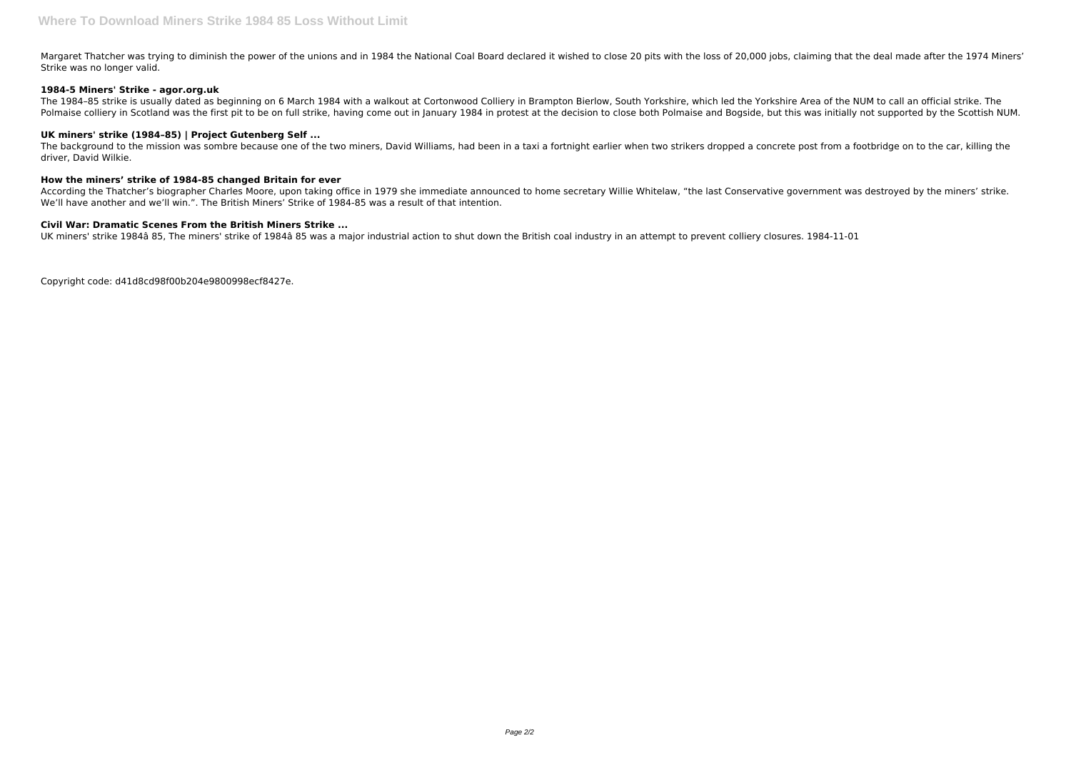Margaret Thatcher was trying to diminish the power of the unions and in 1984 the National Coal Board declared it wished to close 20 pits with the loss of 20,000 jobs, claiming that the deal made after the 1974 Miners' Strike was no longer valid.

### 1984-5 Miners' Strike - agor.org.uk

The 1984–85 strike is usually dated as beginning on 6 March 1984 with a walkout at Cortonwood Colliery in Brampton Bierlow, South Yorkshire, which led the Yorkshire Area of the NUM to call an official strike. The Polmaise colliery in Scotland was the first pit to be on full strike, having come out in January 1984 in protest at the decision to close both Polmaise and Bogside, but this was initially not supported by the Scottish NUM.

### UK miners' strike (1984–85) | Project Gutenberg Self ...

The background to the mission was sombre because one of the two miners, David Williams, had been in a taxi a fortnight earlier when two strikers dropped a concrete post from a footbridge on to the car, killing the driver, David Wilkie.

### How the miners' strike of 1984-85 changed Britain for ever

According the Thatcher's biographer Charles Moore, upon taking office in 1979 she immediate announced to home secretary Willie Whitelaw, "the last Conservative government was destroyed by the miners' strike. We'll have another and we'll win.". The British Miners' Strike of 1984-85 was a result of that intention.

### Civil War: Dramatic Scenes From the British Miners Strike ...

UK miners' strike 1984â 85, The miners' strike of 1984â 85 was a major industrial action to shut down the British coal industry in an attempt to prevent colliery closures. 1984-11-01

Copyright code: d41d8cd98f00b204e9800998ecf8427e.